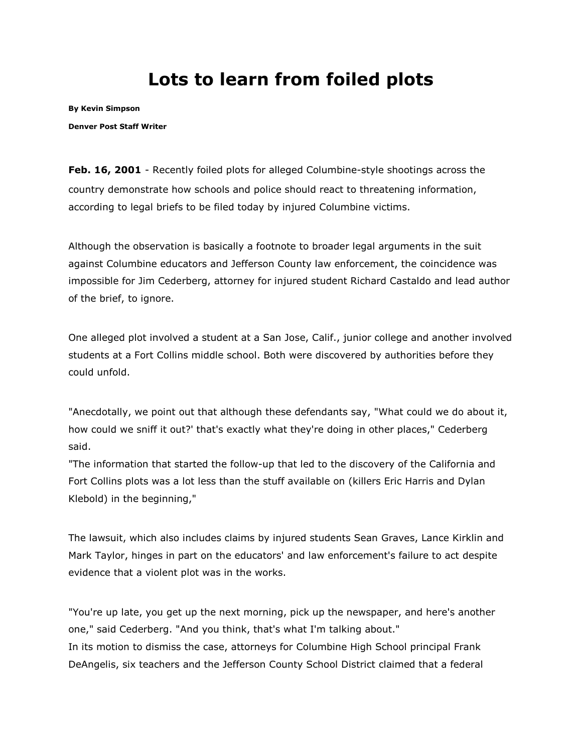# Lots to learn from foiled plots

**By Kevin Simpson**

**Denver Post Staff Writer**

**Feb. 16, 2001** - Recently foiled plots for alleged Columbine-style shootings across the country demonstrate how schools and police should react to threatening information, according to legal briefs to be filed today by injured Columbine victims.

Although the observation is basically a footnote to broader legal arguments in the suit against Columbine educators and Jefferson County law enforcement, the coincidence was impossible for Jim Cederberg, attorney for injured student Richard Castaldo and lead author of the brief, to ignore.

One alleged plot involved a student at a San Jose, Calif., junior college and another involved students at a Fort Collins middle school. Both were discovered by authorities before they could unfold.

"Anecdotally, we point out that although these defendants say, "What could we do about it, how could we sniff it out?' that's exactly what they're doing in other places," Cederberg said.
"The information that started the follow-up that led to the discovery of the California and Fort Collins plots was a lot less than the stuff available on (killers Eric Harris and Dylan Klebold) in the beginning,"

The lawsuit, which also includes claims by injured students Sean Graves, Lance Kirklin and Mark Taylor, hinges in part on the educators' and law enforcement's failure to act despite evidence that a violent plot was in the works.

"You're up late, you get up the next morning, pick up the newspaper, and here's another one," said Cederberg. "And you think, that's what I'm talking about."
In its motion to dismiss the case, attorneys for Columbine High School principal Frank DeAngelis, six teachers and the Jefferson County School District claimed that a federal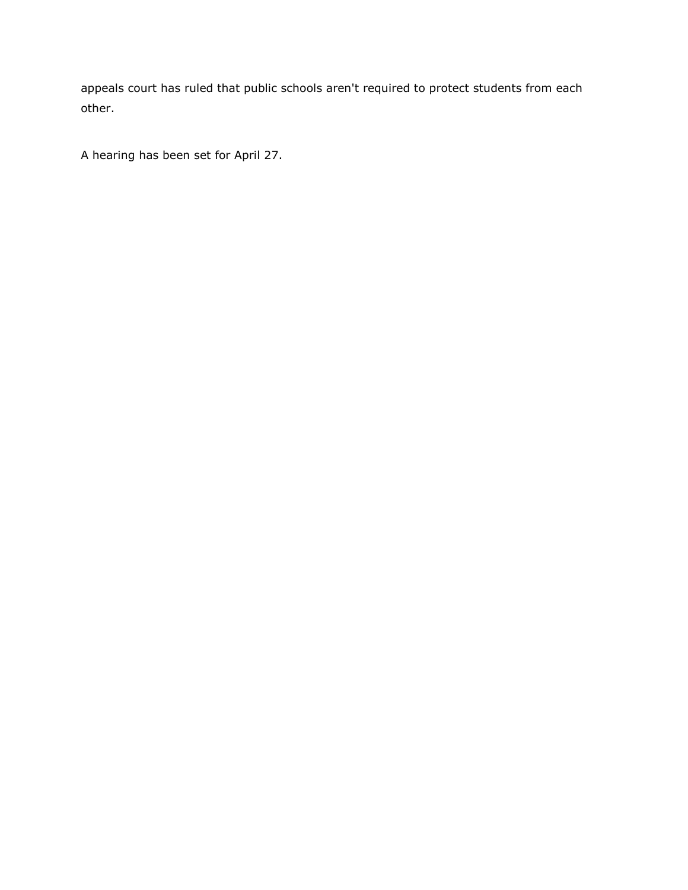appeals court has ruled that public schools aren't required to protect students from each other.

A hearing has been set for April 27.